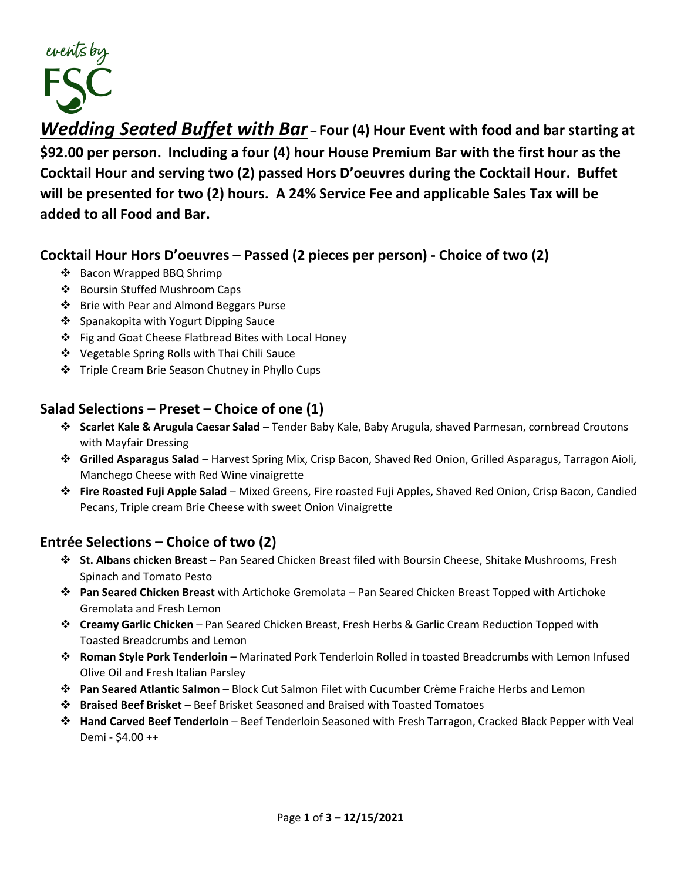events by FSC

***Wedding Seated Buffet with Bar*** – **Four (4) Hour Event with food and bar starting at $92.00 per person. Including a four (4) hour House Premium Bar with the first hour as the Cocktail Hour and serving two (2) passed Hors D'oeuvres during the Cocktail Hour. Buffet will be presented for two (2) hours. A 24% Service Fee and applicable Sales Tax will be added to all Food and Bar.**

## Cocktail Hour Hors D'oeuvres – Passed (2 pieces per person) - Choice of two (2)

- Bacon Wrapped BBQ Shrimp
- Boursin Stuffed Mushroom Caps
- Brie with Pear and Almond Beggars Purse
- Spanakopita with Yogurt Dipping Sauce
- Fig and Goat Cheese Flatbread Bites with Local Honey
- Vegetable Spring Rolls with Thai Chili Sauce
- Triple Cream Brie Season Chutney in Phyllo Cups

## Salad Selections – Preset – Choice of one (1)

- **Scarlet Kale & Arugula Caesar Salad** – Tender Baby Kale, Baby Arugula, shaved Parmesan, cornbread Croutons with Mayfair Dressing
- **Grilled Asparagus Salad** – Harvest Spring Mix, Crisp Bacon, Shaved Red Onion, Grilled Asparagus, Tarragon Aioli, Manchego Cheese with Red Wine vinaigrette
- **Fire Roasted Fuji Apple Salad** – Mixed Greens, Fire roasted Fuji Apples, Shaved Red Onion, Crisp Bacon, Candied Pecans, Triple cream Brie Cheese with sweet Onion Vinaigrette

## Entrée Selections – Choice of two (2)

- **St. Albans chicken Breast** – Pan Seared Chicken Breast filed with Boursin Cheese, Shitake Mushrooms, Fresh Spinach and Tomato Pesto
- **Pan Seared Chicken Breast** with Artichoke Gremolata – Pan Seared Chicken Breast Topped with Artichoke Gremolata and Fresh Lemon
- **Creamy Garlic Chicken** – Pan Seared Chicken Breast, Fresh Herbs & Garlic Cream Reduction Topped with Toasted Breadcrumbs and Lemon
- **Roman Style Pork Tenderloin** – Marinated Pork Tenderloin Rolled in toasted Breadcrumbs with Lemon Infused Olive Oil and Fresh Italian Parsley
- **Pan Seared Atlantic Salmon** – Block Cut Salmon Filet with Cucumber Crème Fraiche Herbs and Lemon
- **Braised Beef Brisket** – Beef Brisket Seasoned and Braised with Toasted Tomatoes
- **Hand Carved Beef Tenderloin** – Beef Tenderloin Seasoned with Fresh Tarragon, Cracked Black Pepper with Veal Demi - $4.00 ++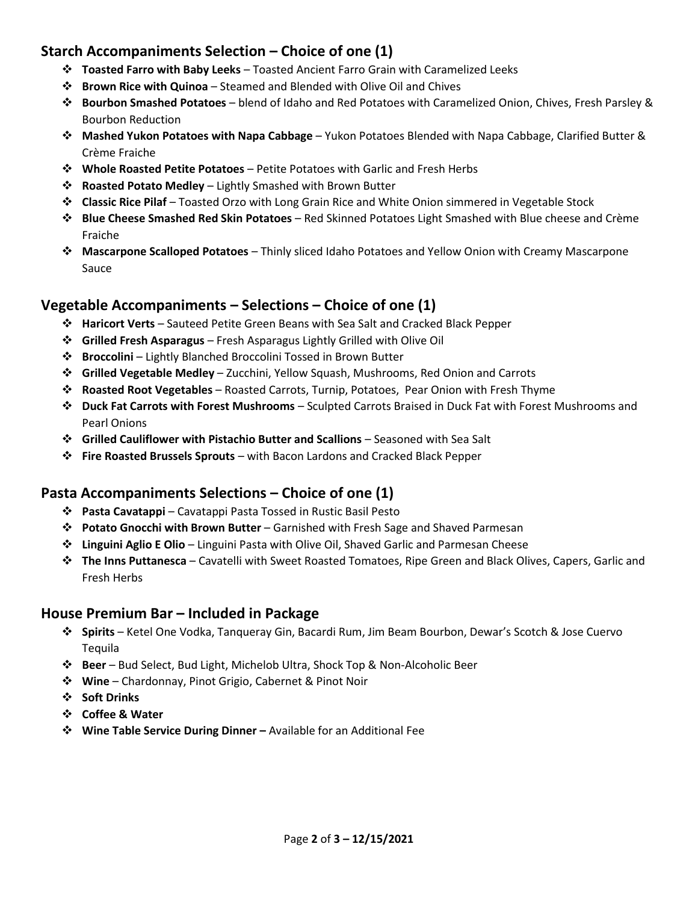## Starch Accompaniments Selection – Choice of one (1)

- **Toasted Farro with Baby Leeks** – Toasted Ancient Farro Grain with Caramelized Leeks
- **Brown Rice with Quinoa** – Steamed and Blended with Olive Oil and Chives
- **Bourbon Smashed Potatoes** – blend of Idaho and Red Potatoes with Caramelized Onion, Chives, Fresh Parsley & Bourbon Reduction
- **Mashed Yukon Potatoes with Napa Cabbage** – Yukon Potatoes Blended with Napa Cabbage, Clarified Butter & Crème Fraiche
- **Whole Roasted Petite Potatoes** – Petite Potatoes with Garlic and Fresh Herbs
- **Roasted Potato Medley** – Lightly Smashed with Brown Butter
- **Classic Rice Pilaf** – Toasted Orzo with Long Grain Rice and White Onion simmered in Vegetable Stock
- **Blue Cheese Smashed Red Skin Potatoes** – Red Skinned Potatoes Light Smashed with Blue cheese and Crème Fraiche
- **Mascarpone Scalloped Potatoes** – Thinly sliced Idaho Potatoes and Yellow Onion with Creamy Mascarpone Sauce

## Vegetable Accompaniments – Selections – Choice of one (1)

- **Haricort Verts** – Sauteed Petite Green Beans with Sea Salt and Cracked Black Pepper
- **Grilled Fresh Asparagus** – Fresh Asparagus Lightly Grilled with Olive Oil
- **Broccolini** – Lightly Blanched Broccolini Tossed in Brown Butter
- **Grilled Vegetable Medley** – Zucchini, Yellow Squash, Mushrooms, Red Onion and Carrots
- **Roasted Root Vegetables** – Roasted Carrots, Turnip, Potatoes, Pear Onion with Fresh Thyme
- **Duck Fat Carrots with Forest Mushrooms** – Sculpted Carrots Braised in Duck Fat with Forest Mushrooms and Pearl Onions
- **Grilled Cauliflower with Pistachio Butter and Scallions** – Seasoned with Sea Salt
- **Fire Roasted Brussels Sprouts** – with Bacon Lardons and Cracked Black Pepper

## Pasta Accompaniments Selections – Choice of one (1)

- **Pasta Cavatappi** – Cavatappi Pasta Tossed in Rustic Basil Pesto
- **Potato Gnocchi with Brown Butter** – Garnished with Fresh Sage and Shaved Parmesan
- **Linguini Aglio E Olio** – Linguini Pasta with Olive Oil, Shaved Garlic and Parmesan Cheese
- **The Inns Puttanesca** – Cavatelli with Sweet Roasted Tomatoes, Ripe Green and Black Olives, Capers, Garlic and Fresh Herbs

## House Premium Bar – Included in Package

- **Spirits** – Ketel One Vodka, Tanqueray Gin, Bacardi Rum, Jim Beam Bourbon, Dewar's Scotch & Jose Cuervo Tequila
- **Beer** – Bud Select, Bud Light, Michelob Ultra, Shock Top & Non-Alcoholic Beer
- **Wine** – Chardonnay, Pinot Grigio, Cabernet & Pinot Noir
- **Soft Drinks**
- **Coffee & Water**
- **Wine Table Service During Dinner –** Available for an Additional Fee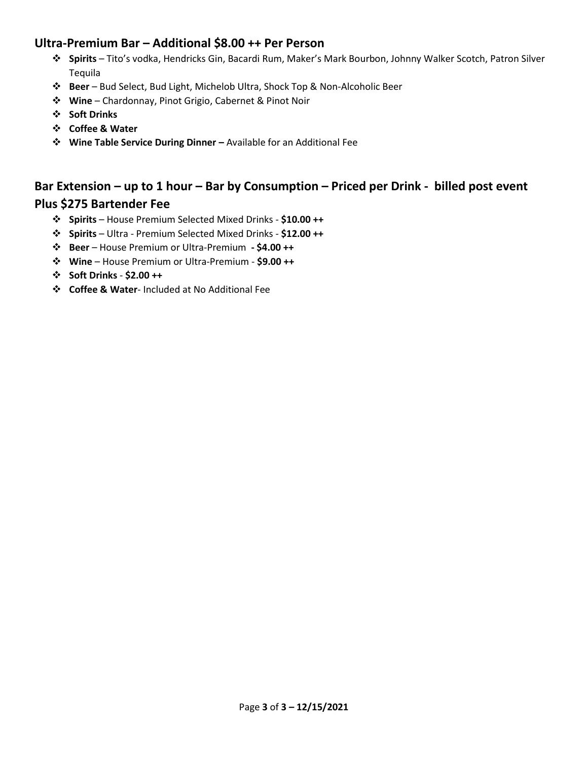## Ultra-Premium Bar – Additional $8.00 ++ Per Person

- **Spirits** – Tito's vodka, Hendricks Gin, Bacardi Rum, Maker's Mark Bourbon, Johnny Walker Scotch, Patron Silver Tequila
- **Beer** – Bud Select, Bud Light, Michelob Ultra, Shock Top & Non-Alcoholic Beer
- **Wine** – Chardonnay, Pinot Grigio, Cabernet & Pinot Noir
- **Soft Drinks**
- **Coffee & Water**
- **Wine Table Service During Dinner –** Available for an Additional Fee

## Bar Extension – up to 1 hour – Bar by Consumption – Priced per Drink - billed post event Plus $275 Bartender Fee

- **Spirits** – House Premium Selected Mixed Drinks - **$10.00 ++**
- **Spirits** – Ultra - Premium Selected Mixed Drinks - **$12.00 ++**
- **Beer** – House Premium or Ultra-Premium **- $4.00 ++**
- **Wine** – House Premium or Ultra-Premium - **$9.00 ++**
- **Soft Drinks** - **$2.00 ++**
- **Coffee & Water**- Included at No Additional Fee